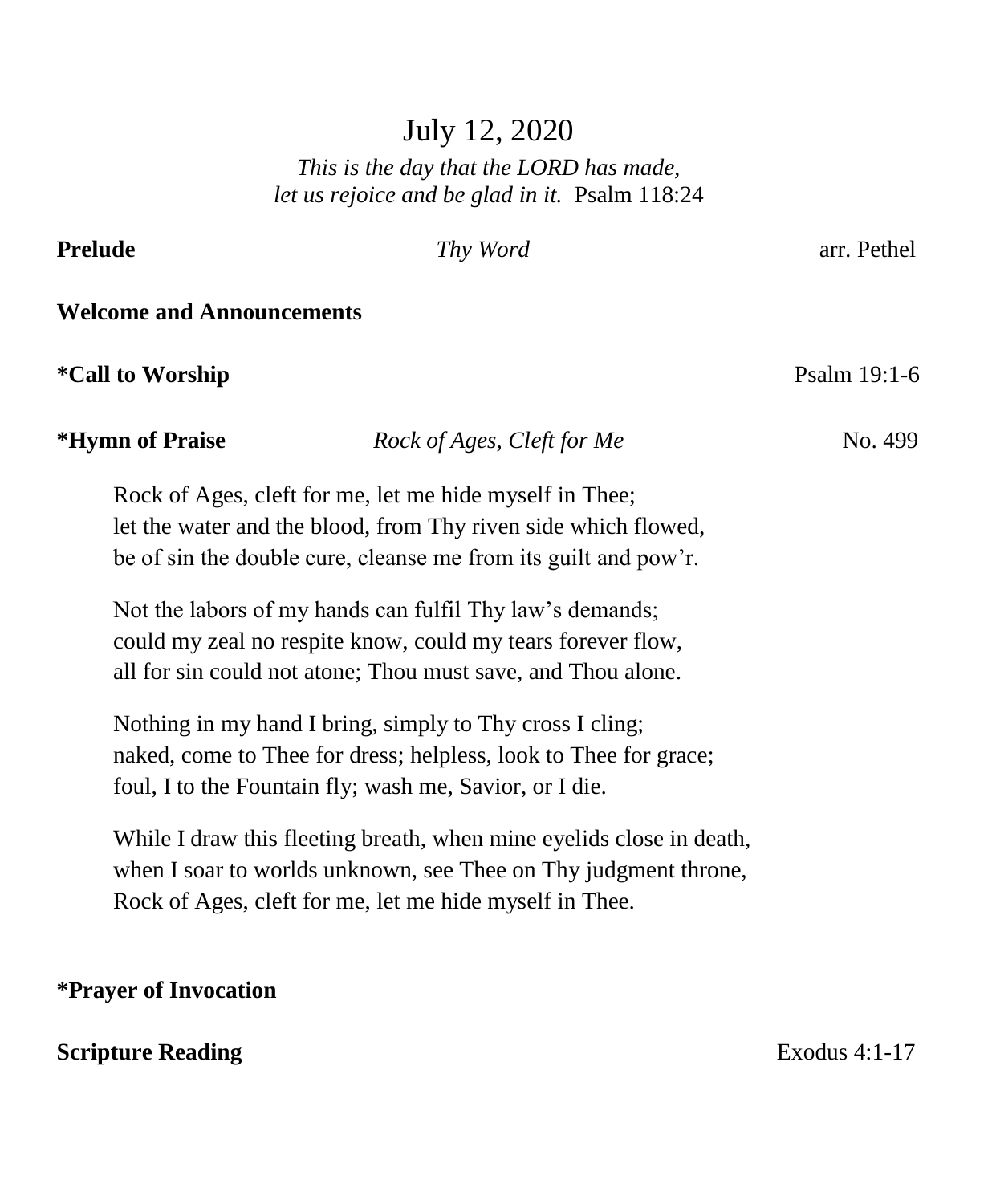# July 12, 2020

*This is the day that the LORD has made,*
*let us rejoice and be glad in it.* Psalm 118:24

**Prelude** *Thy Word* arr. Pethel

**Welcome and Announcements**

***Call to Worship** Psalm 19:1-6

***Hymn of Praise** *Rock of Ages, Cleft for Me* No. 499

Rock of Ages, cleft for me, let me hide myself in Thee;
let the water and the blood, from Thy riven side which flowed,
be of sin the double cure, cleanse me from its guilt and pow'r.

Not the labors of my hands can fulfil Thy law's demands;
could my zeal no respite know, could my tears forever flow,
all for sin could not atone; Thou must save, and Thou alone.

Nothing in my hand I bring, simply to Thy cross I cling;
naked, come to Thee for dress; helpless, look to Thee for grace;
foul, I to the Fountain fly; wash me, Savior, or I die.

While I draw this fleeting breath, when mine eyelids close in death,
when I soar to worlds unknown, see Thee on Thy judgment throne,
Rock of Ages, cleft for me, let me hide myself in Thee.

***Prayer of Invocation**

**Scripture Reading** Exodus 4:1-17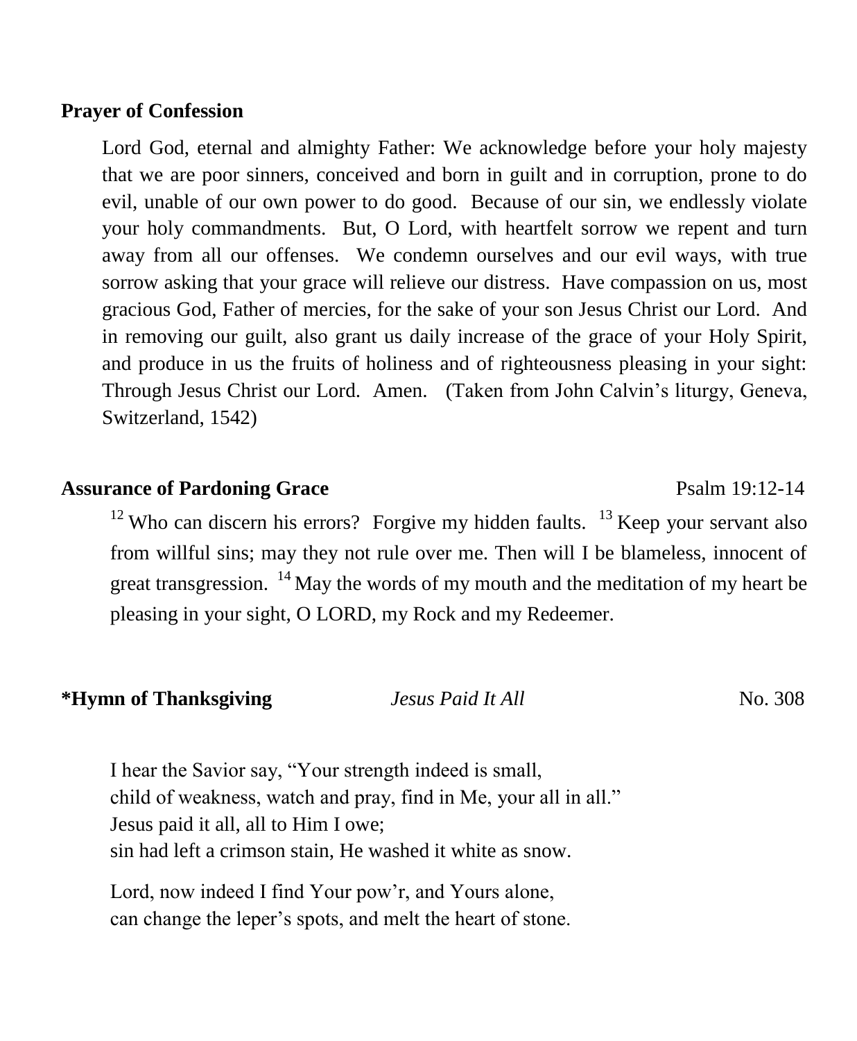**Prayer of Confession**

Lord God, eternal and almighty Father: We acknowledge before your holy majesty that we are poor sinners, conceived and born in guilt and in corruption, prone to do evil, unable of our own power to do good. Because of our sin, we endlessly violate your holy commandments. But, O Lord, with heartfelt sorrow we repent and turn away from all our offenses. We condemn ourselves and our evil ways, with true sorrow asking that your grace will relieve our distress. Have compassion on us, most gracious God, Father of mercies, for the sake of your son Jesus Christ our Lord. And in removing our guilt, also grant us daily increase of the grace of your Holy Spirit, and produce in us the fruits of holiness and of righteousness pleasing in your sight: Through Jesus Christ our Lord. Amen. (Taken from John Calvin's liturgy, Geneva, Switzerland, 1542)

**Assurance of Pardoning Grace** Psalm 19:12-14

[12] Who can discern his errors? Forgive my hidden faults. [13] Keep your servant also from willful sins; may they not rule over me. Then will I be blameless, innocent of great transgression. [14] May the words of my mouth and the meditation of my heart be pleasing in your sight, O LORD, my Rock and my Redeemer.

**\*Hymn of Thanksgiving** *Jesus Paid It All* No. 308

I hear the Savior say, "Your strength indeed is small,
child of weakness, watch and pray, find in Me, your all in all."
Jesus paid it all, all to Him I owe;
sin had left a crimson stain, He washed it white as snow.

Lord, now indeed I find Your pow'r, and Yours alone,
can change the leper's spots, and melt the heart of stone.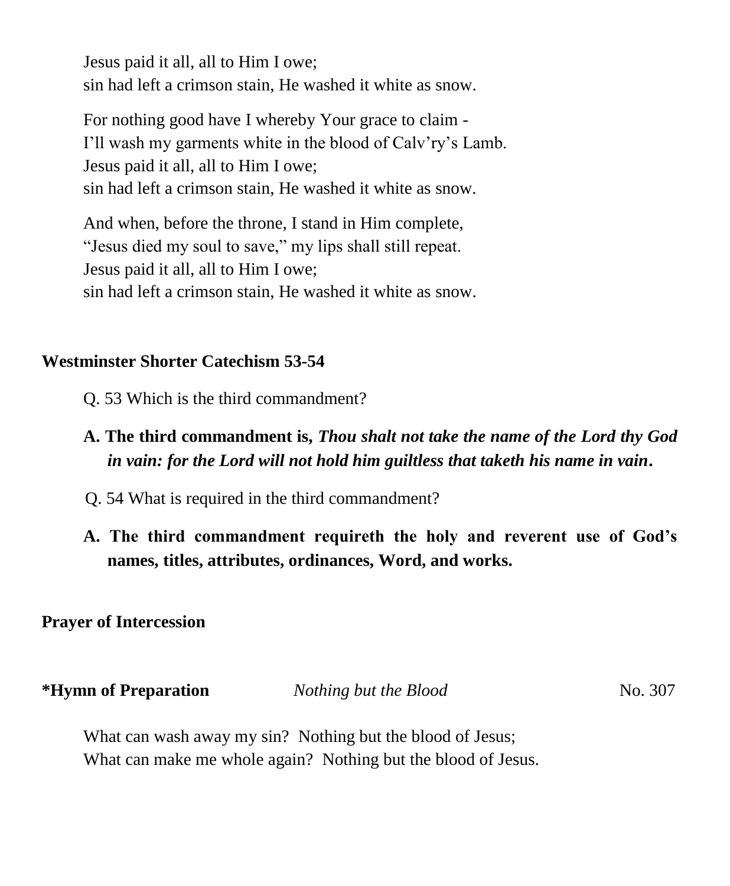Jesus paid it all, all to Him I owe;  
sin had left a crimson stain, He washed it white as snow.

For nothing good have I whereby Your grace to claim -  
I'll wash my garments white in the blood of Calv'ry's Lamb.  
Jesus paid it all, all to Him I owe;  
sin had left a crimson stain, He washed it white as snow.

And when, before the throne, I stand in Him complete,  
"Jesus died my soul to save," my lips shall still repeat.  
Jesus paid it all, all to Him I owe;  
sin had left a crimson stain, He washed it white as snow.

**Westminster Shorter Catechism 53-54**

Q. 53 Which is the third commandment?

**A. The third commandment is, *Thou shalt not take the name of the Lord thy God in vain: for the Lord will not hold him guiltless that taketh his name in vain*.**

Q. 54 What is required in the third commandment?

**A. The third commandment requireth the holy and reverent use of God's names, titles, attributes, ordinances, Word, and works.**

**Prayer of Intercession**

**\*Hymn of Preparation** *Nothing but the Blood* No. 307

What can wash away my sin? Nothing but the blood of Jesus;  
What can make me whole again? Nothing but the blood of Jesus.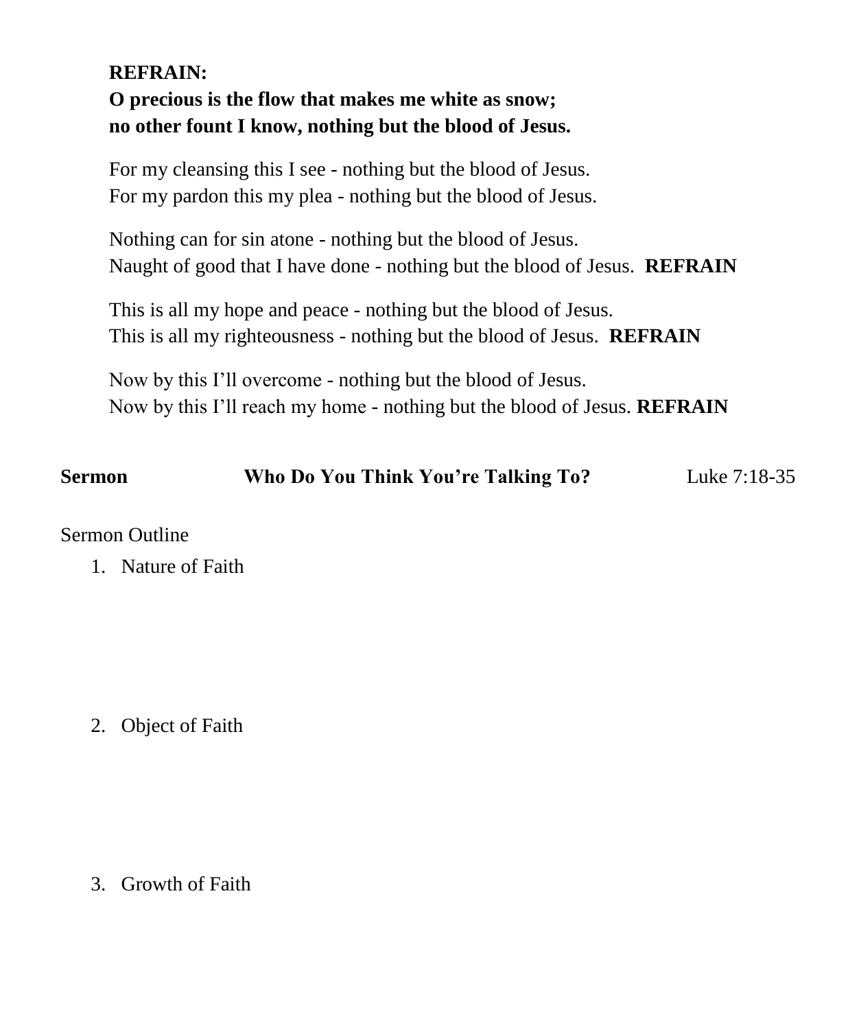**REFRAIN:**
**O precious is the flow that makes me white as snow;**
**no other fount I know, nothing but the blood of Jesus.**

For my cleansing this I see - nothing but the blood of Jesus.
For my pardon this my plea - nothing but the blood of Jesus.

Nothing can for sin atone - nothing but the blood of Jesus.
Naught of good that I have done - nothing but the blood of Jesus. **REFRAIN**

This is all my hope and peace - nothing but the blood of Jesus.
This is all my righteousness - nothing but the blood of Jesus. **REFRAIN**

Now by this I'll overcome - nothing but the blood of Jesus.
Now by this I'll reach my home - nothing but the blood of Jesus. **REFRAIN**

**Sermon** **Who Do You Think You're Talking To?** Luke 7:18-35

Sermon Outline

1. Nature of Faith

2. Object of Faith

3. Growth of Faith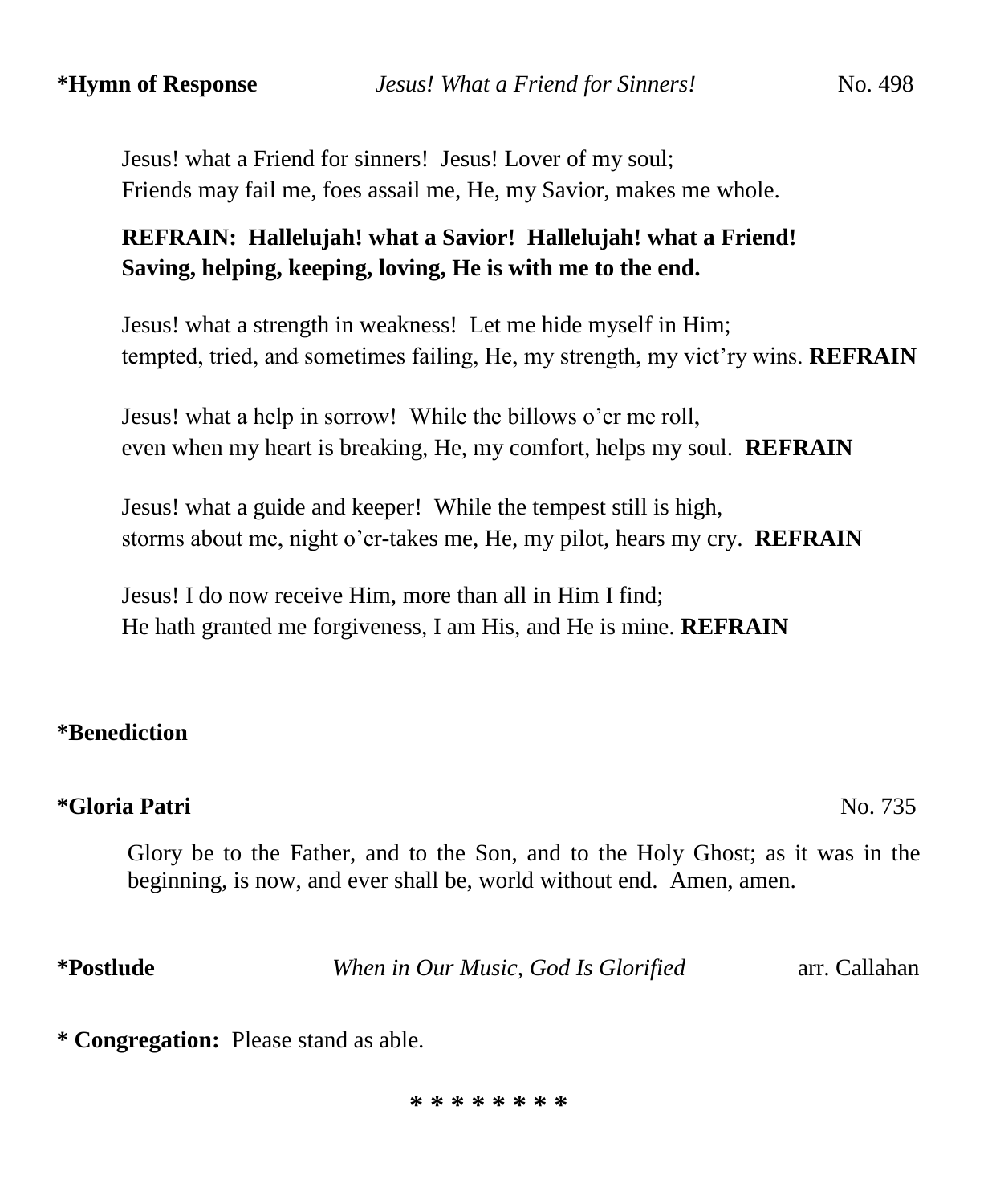**\*Hymn of Response** *Jesus! What a Friend for Sinners!* No. 498

Jesus! what a Friend for sinners! Jesus! Lover of my soul;
Friends may fail me, foes assail me, He, my Savior, makes me whole.

**REFRAIN: Hallelujah! what a Savior! Hallelujah! what a Friend!**
**Saving, helping, keeping, loving, He is with me to the end.**

Jesus! what a strength in weakness! Let me hide myself in Him;
tempted, tried, and sometimes failing, He, my strength, my vict'ry wins. **REFRAIN**

Jesus! what a help in sorrow! While the billows o'er me roll,
even when my heart is breaking, He, my comfort, helps my soul. **REFRAIN**

Jesus! what a guide and keeper! While the tempest still is high,
storms about me, night o'er-takes me, He, my pilot, hears my cry. **REFRAIN**

Jesus! I do now receive Him, more than all in Him I find;
He hath granted me forgiveness, I am His, and He is mine. **REFRAIN**

**\*Benediction**

**\*Gloria Patri** No. 735

Glory be to the Father, and to the Son, and to the Holy Ghost; as it was in the beginning, is now, and ever shall be, world without end. Amen, amen.

**\*Postlude** *When in Our Music, God Is Glorified* arr. Callahan

**\* Congregation:** Please stand as able.

\* \* \* \* \* \* \* \*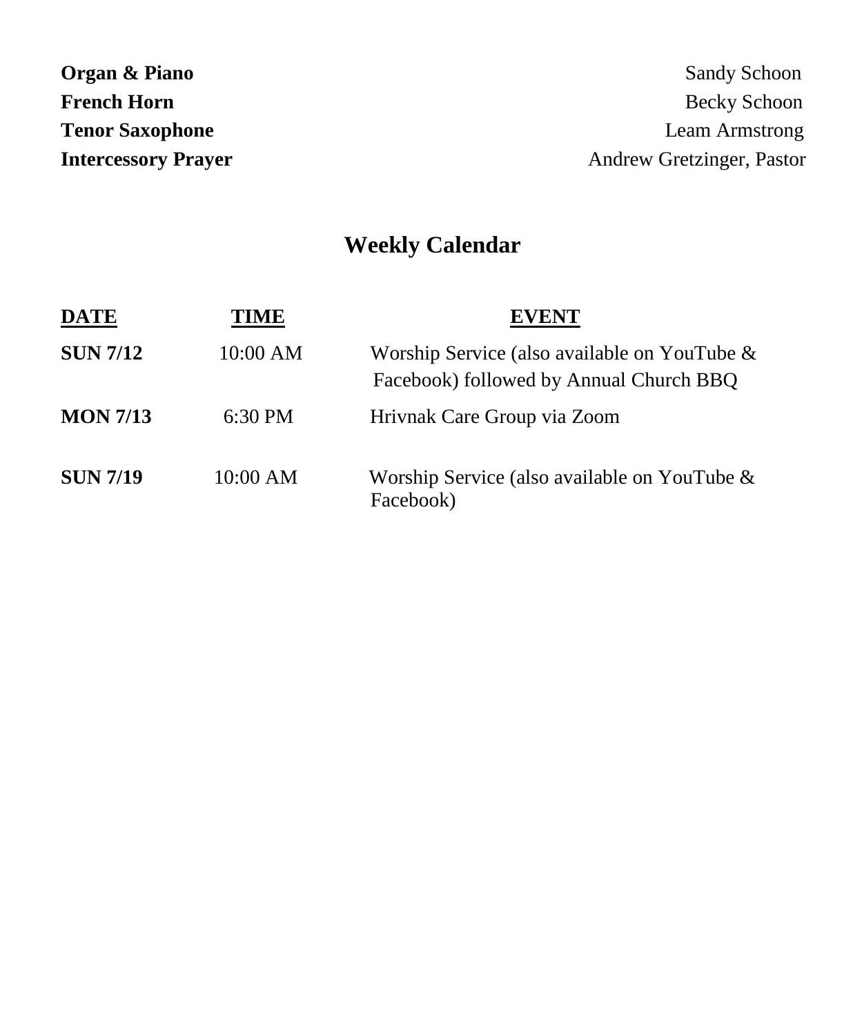**Organ & Piano** Sandy Schoon
**French Horn** Becky Schoon
**Tenor Saxophone** Leam Armstrong
**Intercessory Prayer** Andrew Gretzinger, Pastor

## Weekly Calendar

| DATE | TIME | EVENT |
|---|---|---|
| **SUN 7/12** | 10:00 AM | Worship Service (also available on YouTube & Facebook) followed by Annual Church BBQ |
| **MON 7/13** | 6:30 PM | Hrivnak Care Group via Zoom |
| **SUN 7/19** | 10:00 AM | Worship Service (also available on YouTube & Facebook) |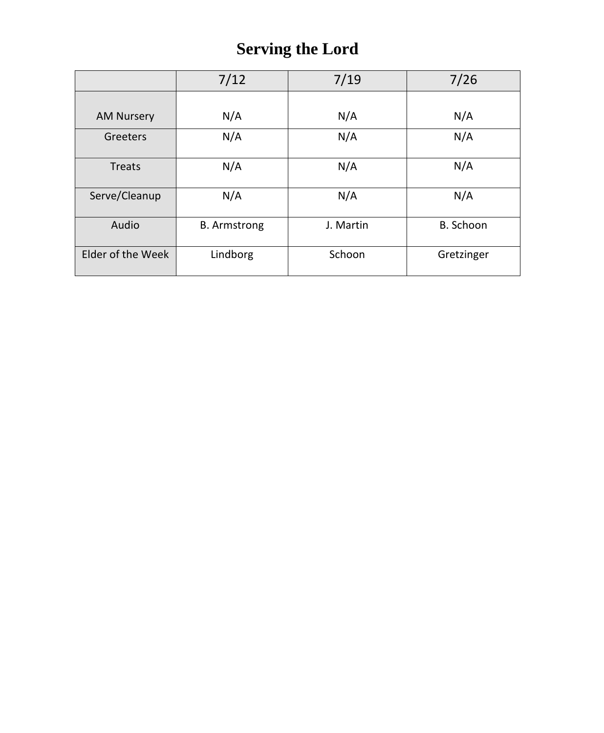# Serving the Lord

| | 7/12 | 7/19 | 7/26 |
|---|---|---|---|
| AM Nursery | N/A | N/A | N/A |
| Greeters | N/A | N/A | N/A |
| Treats | N/A | N/A | N/A |
| Serve/Cleanup | N/A | N/A | N/A |
| Audio | B. Armstrong | J. Martin | B. Schoon |
| Elder of the Week | Lindborg | Schoon | Gretzinger |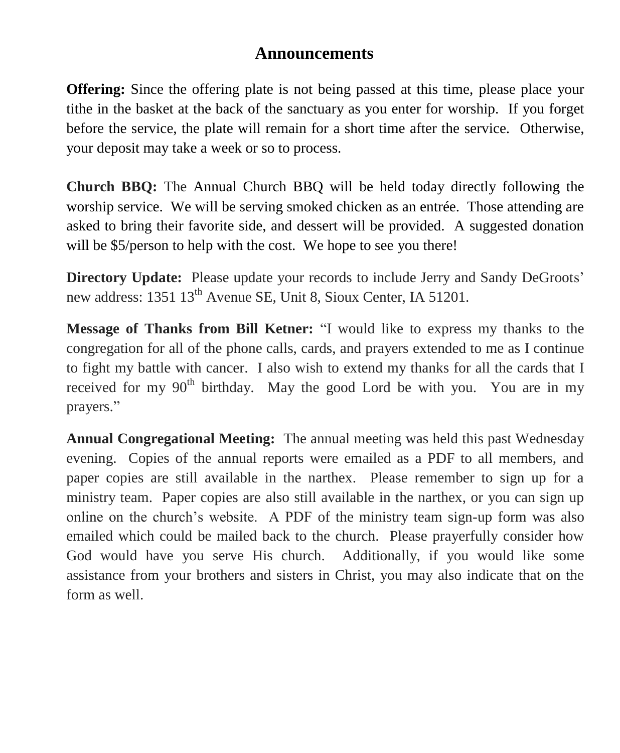# Announcements

**Offering:** Since the offering plate is not being passed at this time, please place your tithe in the basket at the back of the sanctuary as you enter for worship. If you forget before the service, the plate will remain for a short time after the service. Otherwise, your deposit may take a week or so to process.

**Church BBQ:** The Annual Church BBQ will be held today directly following the worship service. We will be serving smoked chicken as an entrée. Those attending are asked to bring their favorite side, and dessert will be provided. A suggested donation will be $5/person to help with the cost. We hope to see you there!

**Directory Update:** Please update your records to include Jerry and Sandy DeGroots' new address: 1351 13th Avenue SE, Unit 8, Sioux Center, IA 51201.

**Message of Thanks from Bill Ketner:** "I would like to express my thanks to the congregation for all of the phone calls, cards, and prayers extended to me as I continue to fight my battle with cancer. I also wish to extend my thanks for all the cards that I received for my 90th birthday. May the good Lord be with you. You are in my prayers."

**Annual Congregational Meeting:** The annual meeting was held this past Wednesday evening. Copies of the annual reports were emailed as a PDF to all members, and paper copies are still available in the narthex. Please remember to sign up for a ministry team. Paper copies are also still available in the narthex, or you can sign up online on the church's website. A PDF of the ministry team sign-up form was also emailed which could be mailed back to the church. Please prayerfully consider how God would have you serve His church. Additionally, if you would like some assistance from your brothers and sisters in Christ, you may also indicate that on the form as well.